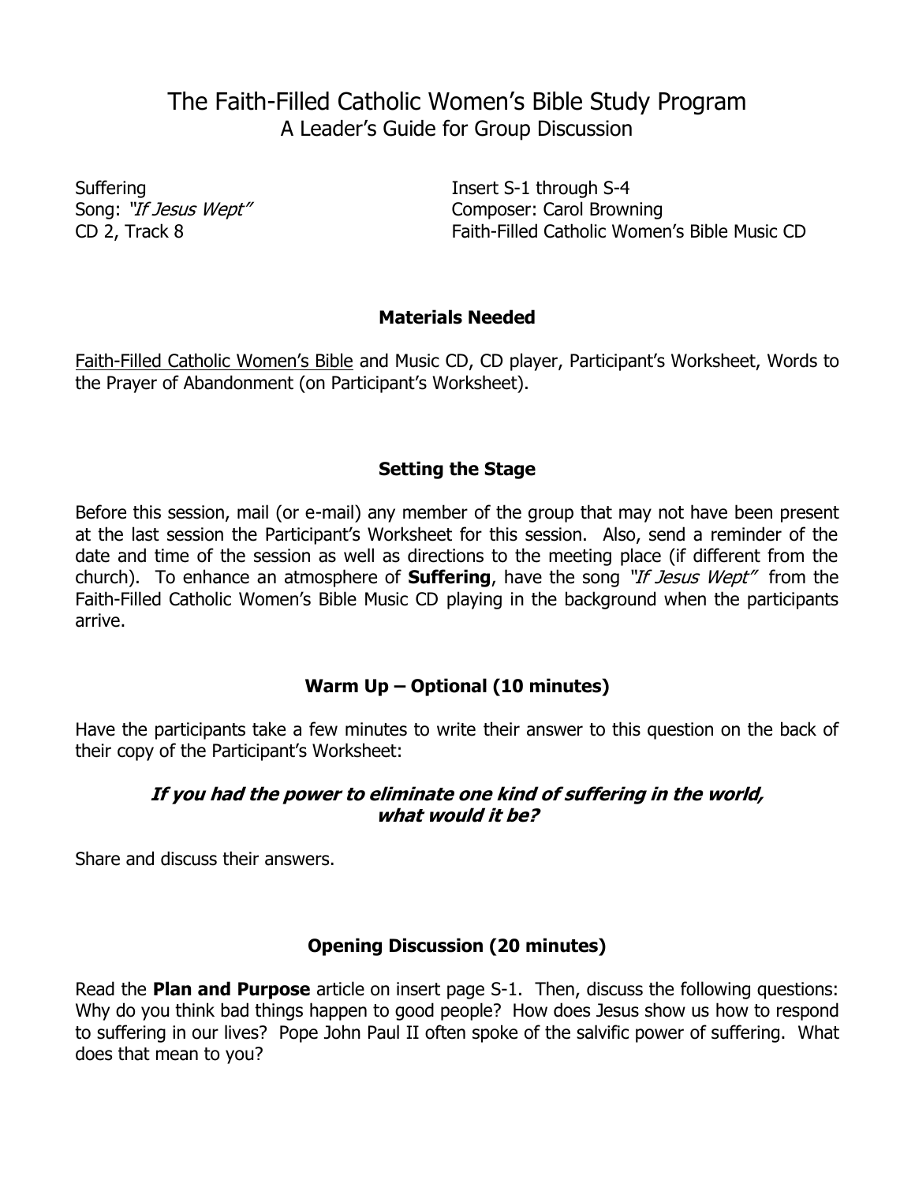# The Faith-Filled Catholic Women's Bible Study Program
## A Leader's Guide for Group Discussion

Suffering
Song: *"If Jesus Wept"*
CD 2, Track 8

Insert S-1 through S-4
Composer: Carol Browning
Faith-Filled Catholic Women's Bible Music CD

### Materials Needed

Faith-Filled Catholic Women's Bible and Music CD, CD player, Participant's Worksheet, Words to the Prayer of Abandonment (on Participant's Worksheet).

### Setting the Stage

Before this session, mail (or e-mail) any member of the group that may not have been present at the last session the Participant's Worksheet for this session. Also, send a reminder of the date and time of the session as well as directions to the meeting place (if different from the church). To enhance an atmosphere of **Suffering**, have the song *"If Jesus Wept"* from the Faith-Filled Catholic Women's Bible Music CD playing in the background when the participants arrive.

### Warm Up – Optional (10 minutes)

Have the participants take a few minutes to write their answer to this question on the back of their copy of the Participant's Worksheet:

***If you had the power to eliminate one kind of suffering in the world, what would it be?***

Share and discuss their answers.

### Opening Discussion (20 minutes)

Read the **Plan and Purpose** article on insert page S-1. Then, discuss the following questions: Why do you think bad things happen to good people? How does Jesus show us how to respond to suffering in our lives? Pope John Paul II often spoke of the salvific power of suffering. What does that mean to you?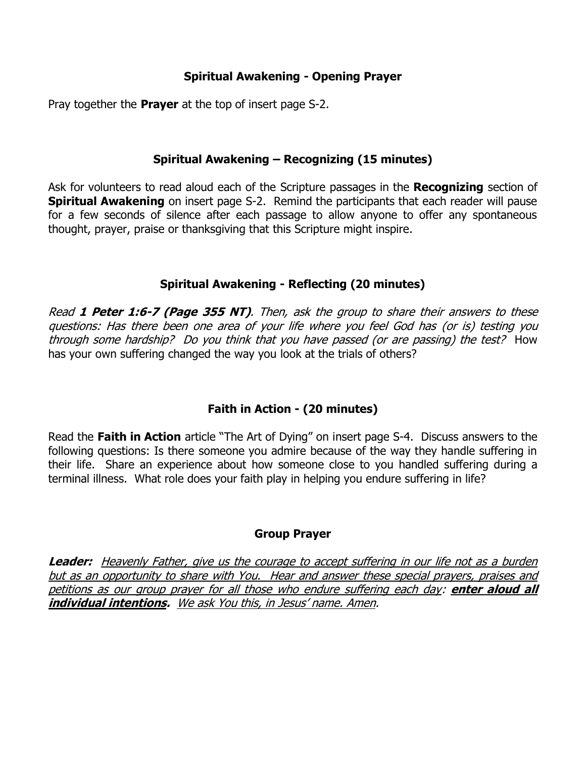## Spiritual Awakening - Opening Prayer

Pray together the **Prayer** at the top of insert page S-2.

## Spiritual Awakening – Recognizing (15 minutes)

Ask for volunteers to read aloud each of the Scripture passages in the **Recognizing** section of **Spiritual Awakening** on insert page S-2. Remind the participants that each reader will pause for a few seconds of silence after each passage to allow anyone to offer any spontaneous thought, prayer, praise or thanksgiving that this Scripture might inspire.

## Spiritual Awakening - Reflecting (20 minutes)

*Read **1 Peter 1:6-7 (Page 355 NT)**. Then, ask the group to share their answers to these questions: Has there been one area of your life where you feel God has (or is) testing you through some hardship? Do you think that you have passed (or are passing) the test?* How has your own suffering changed the way you look at the trials of others?

## Faith in Action - (20 minutes)

Read the **Faith in Action** article "The Art of Dying" on insert page S-4. Discuss answers to the following questions: Is there someone you admire because of the way they handle suffering in their life. Share an experience about how someone close to you handled suffering during a terminal illness. What role does your faith play in helping you endure suffering in life?

## Group Prayer

***Leader:*** *Heavenly Father, give us the courage to accept suffering in our life not as a burden but as an opportunity to share with You. Hear and answer these special prayers, praises and petitions as our group prayer for all those who endure suffering each day:* ***enter aloud all individual intentions.*** *We ask You this, in Jesus' name. Amen.*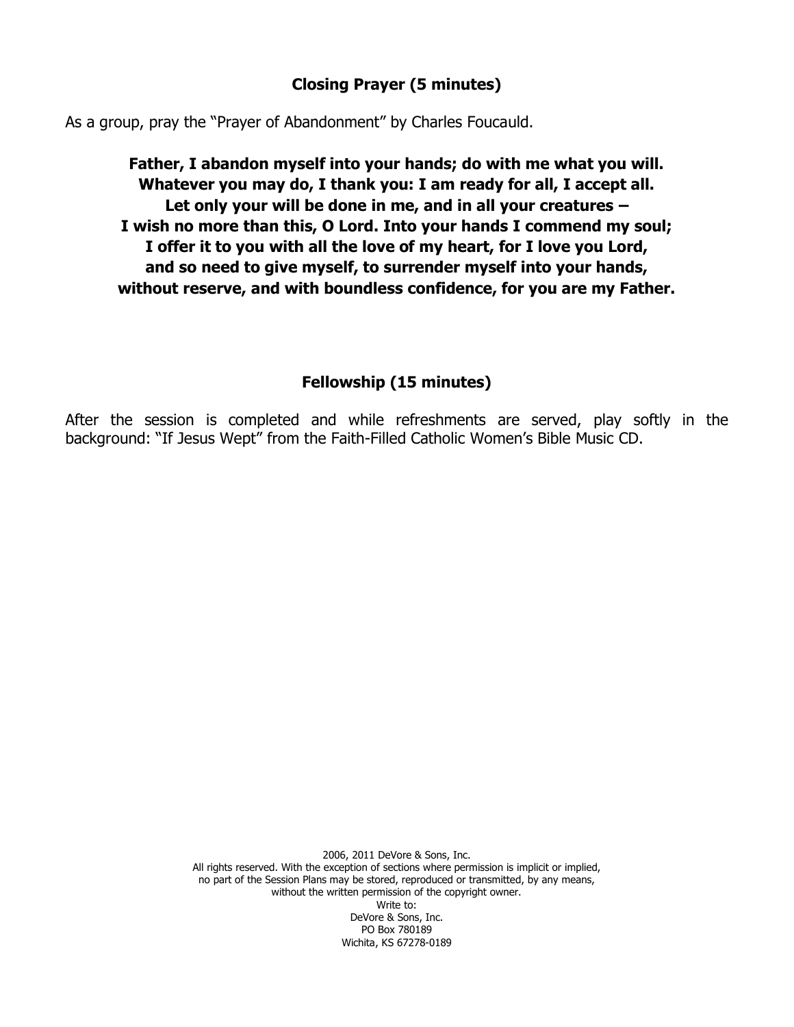## Closing Prayer (5 minutes)

As a group, pray the "Prayer of Abandonment" by Charles Foucauld.

**Father, I abandon myself into your hands; do with me what you will.
Whatever you may do, I thank you: I am ready for all, I accept all.
Let only your will be done in me, and in all your creatures –
I wish no more than this, O Lord. Into your hands I commend my soul;
I offer it to you with all the love of my heart, for I love you Lord,
and so need to give myself, to surrender myself into your hands,
without reserve, and with boundless confidence, for you are my Father.**

## Fellowship (15 minutes)

After the session is completed and while refreshments are served, play softly in the background: "If Jesus Wept" from the Faith-Filled Catholic Women's Bible Music CD.

2006, 2011 DeVore & Sons, Inc.
All rights reserved. With the exception of sections where permission is implicit or implied, no part of the Session Plans may be stored, reproduced or transmitted, by any means, without the written permission of the copyright owner.
Write to:
DeVore & Sons, Inc.
PO Box 780189
Wichita, KS 67278-0189